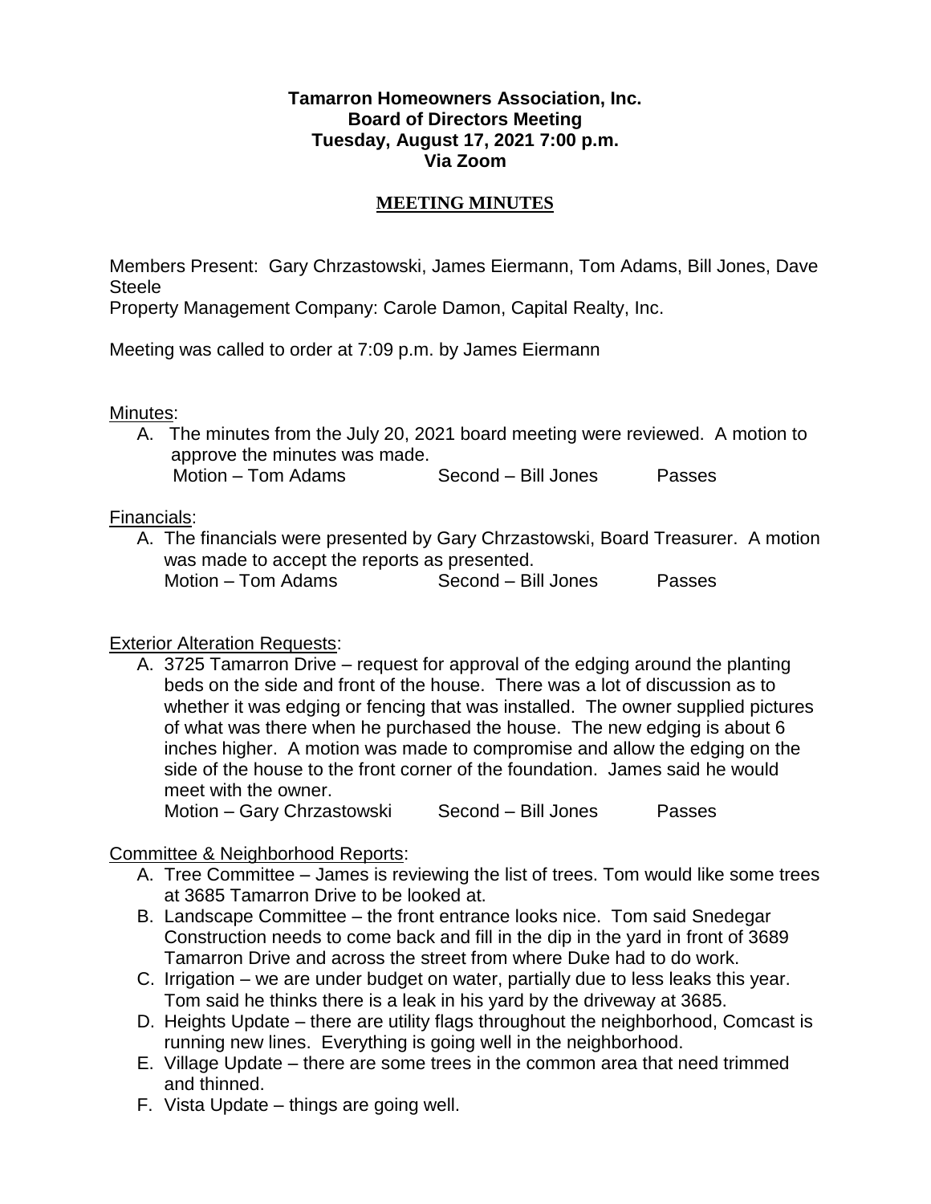**Tamarron Homeowners Association, Inc.**
**Board of Directors Meeting**
**Tuesday, August 17, 2021 7:00 p.m.**
**Via Zoom**

## MEETING MINUTES

Members Present: Gary Chrzastowski, James Eiermann, Tom Adams, Bill Jones, Dave Steele
Property Management Company: Carole Damon, Capital Realty, Inc.

Meeting was called to order at 7:09 p.m. by James Eiermann

Minutes:

A. The minutes from the July 20, 2021 board meeting were reviewed. A motion to approve the minutes was made.
   Motion – Tom Adams Second – Bill Jones Passes

Financials:

A. The financials were presented by Gary Chrzastowski, Board Treasurer. A motion was made to accept the reports as presented.
   Motion – Tom Adams Second – Bill Jones Passes

Exterior Alteration Requests:

A. 3725 Tamarron Drive – request for approval of the edging around the planting beds on the side and front of the house. There was a lot of discussion as to whether it was edging or fencing that was installed. The owner supplied pictures of what was there when he purchased the house. The new edging is about 6 inches higher. A motion was made to compromise and allow the edging on the side of the house to the front corner of the foundation. James said he would meet with the owner.
   Motion – Gary Chrzastowski Second – Bill Jones Passes

Committee & Neighborhood Reports:

A. Tree Committee – James is reviewing the list of trees. Tom would like some trees at 3685 Tamarron Drive to be looked at.
B. Landscape Committee – the front entrance looks nice. Tom said Snedegar Construction needs to come back and fill in the dip in the yard in front of 3689 Tamarron Drive and across the street from where Duke had to do work.
C. Irrigation – we are under budget on water, partially due to less leaks this year. Tom said he thinks there is a leak in his yard by the driveway at 3685.
D. Heights Update – there are utility flags throughout the neighborhood, Comcast is running new lines. Everything is going well in the neighborhood.
E. Village Update – there are some trees in the common area that need trimmed and thinned.
F. Vista Update – things are going well.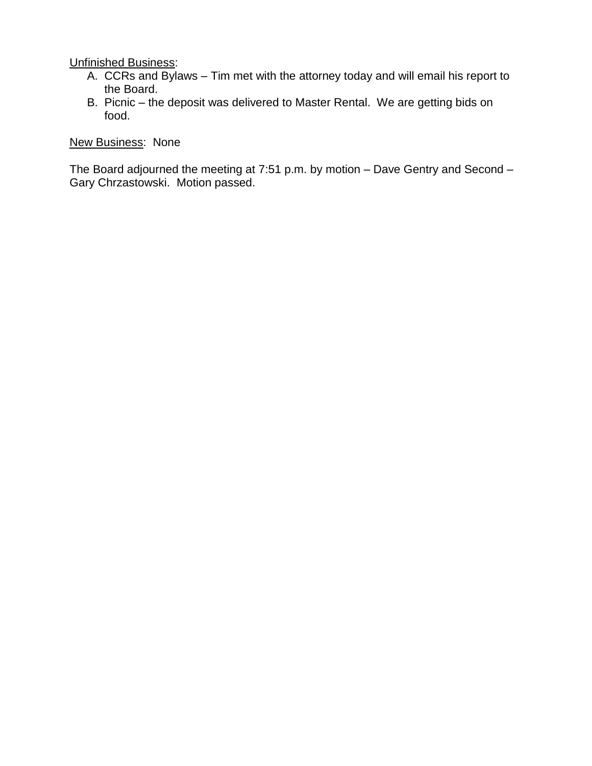Unfinished Business:

A. CCRs and Bylaws – Tim met with the attorney today and will email his report to the Board.
B. Picnic – the deposit was delivered to Master Rental. We are getting bids on food.

New Business: None

The Board adjourned the meeting at 7:51 p.m. by motion – Dave Gentry and Second – Gary Chrzastowski. Motion passed.